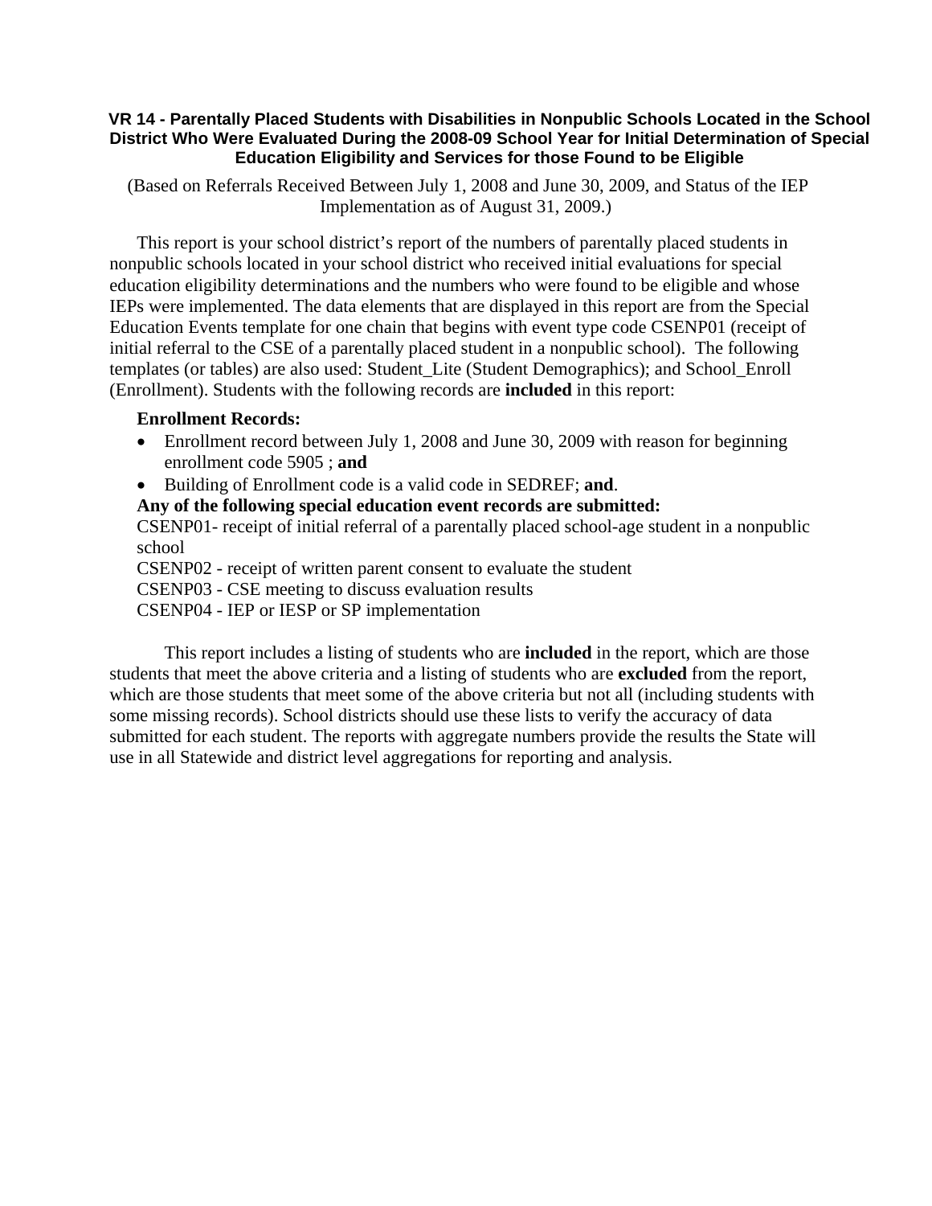# VR 14 - Parentally Placed Students with Disabilities in Nonpublic Schools Located in the School District Who Were Evaluated During the 2008-09 School Year for Initial Determination of Special Education Eligibility and Services for those Found to be Eligible

(Based on Referrals Received Between July 1, 2008 and June 30, 2009, and Status of the IEP Implementation as of August 31, 2009.)

This report is your school district's report of the numbers of parentally placed students in nonpublic schools located in your school district who received initial evaluations for special education eligibility determinations and the numbers who were found to be eligible and whose IEPs were implemented. The data elements that are displayed in this report are from the Special Education Events template for one chain that begins with event type code CSENP01 (receipt of initial referral to the CSE of a parentally placed student in a nonpublic school). The following templates (or tables) are also used: Student_Lite (Student Demographics); and School_Enroll (Enrollment). Students with the following records are **included** in this report:

**Enrollment Records:**

- Enrollment record between July 1, 2008 and June 30, 2009 with reason for beginning enrollment code 5905 ; **and**
- Building of Enrollment code is a valid code in SEDREF; **and**.

**Any of the following special education event records are submitted:**

CSENP01- receipt of initial referral of a parentally placed school-age student in a nonpublic school

CSENP02 - receipt of written parent consent to evaluate the student

CSENP03 - CSE meeting to discuss evaluation results

CSENP04 - IEP or IESP or SP implementation

This report includes a listing of students who are **included** in the report, which are those students that meet the above criteria and a listing of students who are **excluded** from the report, which are those students that meet some of the above criteria but not all (including students with some missing records). School districts should use these lists to verify the accuracy of data submitted for each student. The reports with aggregate numbers provide the results the State will use in all Statewide and district level aggregations for reporting and analysis.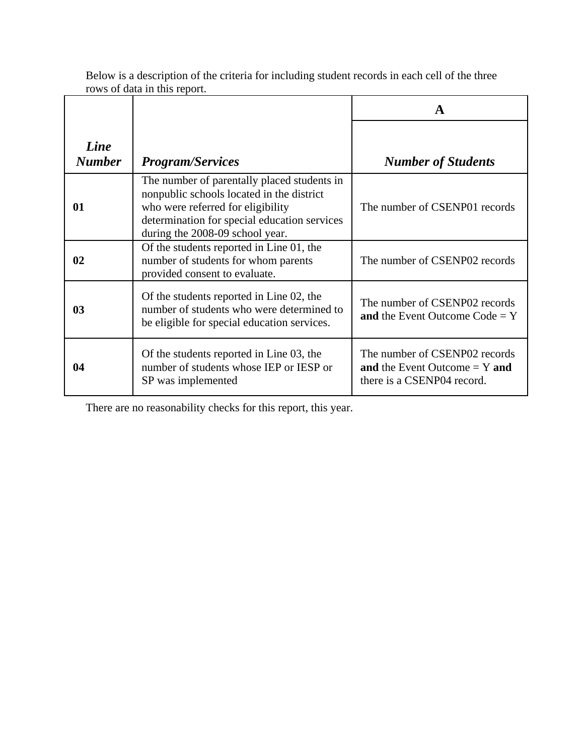Below is a description of the criteria for including student records in each cell of the three rows of data in this report.

| | | A |
|---|---|---|
| ***Line Number*** | ***Program/Services*** | ***Number of Students*** |
| **01** | The number of parentally placed students in nonpublic schools located in the district who were referred for eligibility determination for special education services during the 2008-09 school year. | The number of CSENP01 records |
| **02** | Of the students reported in Line 01, the number of students for whom parents provided consent to evaluate. | The number of CSENP02 records |
| **03** | Of the students reported in Line 02, the number of students who were determined to be eligible for special education services. | The number of CSENP02 records **and** the Event Outcome Code = Y |
| **04** | Of the students reported in Line 03, the number of students whose IEP or IESP or SP was implemented | The number of CSENP02 records **and** the Event Outcome = Y **and** there is a CSENP04 record. |

There are no reasonability checks for this report, this year.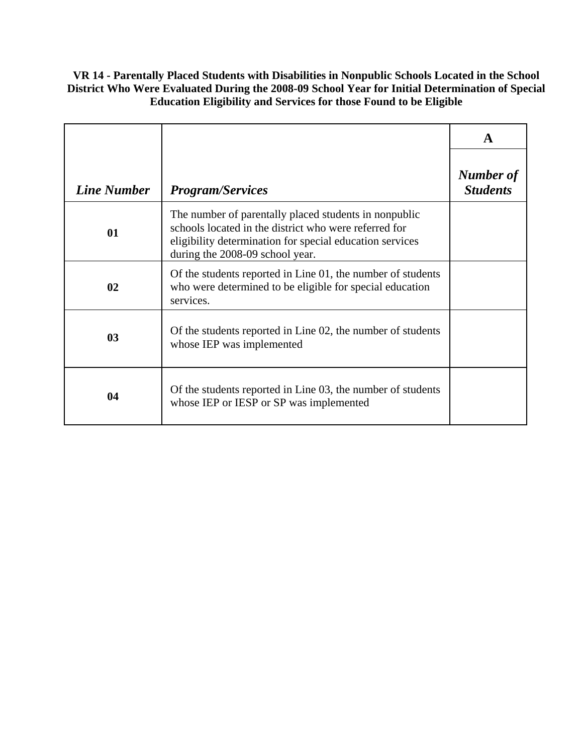**VR 14 - Parentally Placed Students with Disabilities in Nonpublic Schools Located in the School District Who Were Evaluated During the 2008-09 School Year for Initial Determination of Special Education Eligibility and Services for those Found to be Eligible**

| | | A |
|---|---|---|
| ***Line Number*** | ***Program/Services*** | ***Number of Students*** |
| **01** | The number of parentally placed students in nonpublic schools located in the district who were referred for eligibility determination for special education services during the 2008-09 school year. | |
| **02** | Of the students reported in Line 01, the number of students who were determined to be eligible for special education services. | |
| **03** | Of the students reported in Line 02, the number of students whose IEP was implemented | |
| **04** | Of the students reported in Line 03, the number of students whose IEP or IESP or SP was implemented | |